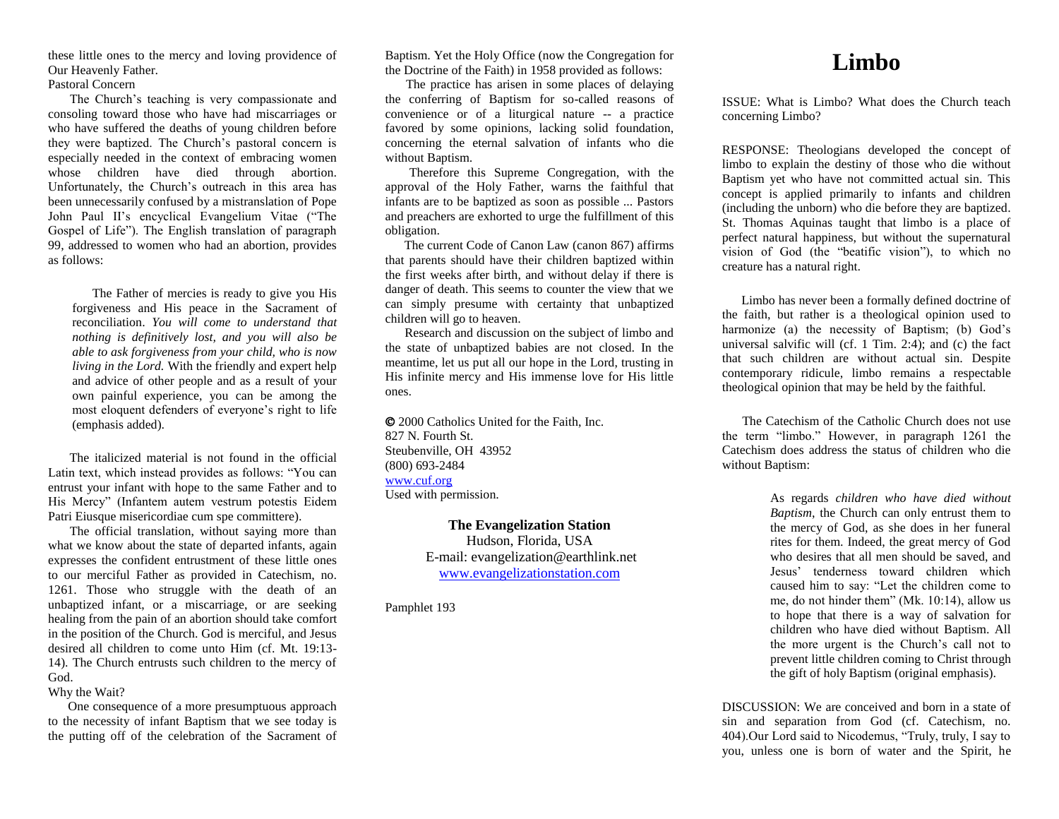these little ones to the mercy and loving providence of Our Heavenly Father.

Pastoral Concern

The Church's teaching is very compassionate and consoling toward those who have had miscarriages or who have suffered the deaths of young children before they were baptized. The Church's pastoral concern is especially needed in the context of embracing women whose children have died through abortion. Unfortunately, the Church's outreach in this area has been unnecessarily confused by a mistranslation of Pope John Paul II's encyclical Evangelium Vitae ("The Gospel of Life"). The English translation of paragraph 99, addressed to women who had an abortion, provides as follows:

> The Father of mercies is ready to give you His forgiveness and His peace in the Sacrament of reconciliation. *You will come to understand that nothing is definitively lost, and you will also be able to ask forgiveness from your child, who is now living in the Lord.* With the friendly and expert help and advice of other people and as a result of your own painful experience, you can be among the most eloquent defenders of everyone's right to life (emphasis added).

The italicized material is not found in the official Latin text, which instead provides as follows: "You can entrust your infant with hope to the same Father and to His Mercy" (Infantem autem vestrum potestis Eidem Patri Eiusque misericordiae cum spe committere).

The official translation, without saying more than what we know about the state of departed infants, again expresses the confident entrustment of these little ones to our merciful Father as provided in Catechism, no. 1261. Those who struggle with the death of an unbaptized infant, or a miscarriage, or are seeking healing from the pain of an abortion should take comfort in the position of the Church. God is merciful, and Jesus desired all children to come unto Him (cf. Mt. 19:13-14). The Church entrusts such children to the mercy of God.

Why the Wait?

One consequence of a more presumptuous approach to the necessity of infant Baptism that we see today is the putting off of the celebration of the Sacrament of Baptism. Yet the Holy Office (now the Congregation for the Doctrine of the Faith) in 1958 provided as follows:

> The practice has arisen in some places of delaying the conferring of Baptism for so-called reasons of convenience or of a liturgical nature -- a practice favored by some opinions, lacking solid foundation, concerning the eternal salvation of infants who die without Baptism.
>
> Therefore this Supreme Congregation, with the approval of the Holy Father, warns the faithful that infants are to be baptized as soon as possible ... Pastors and preachers are exhorted to urge the fulfillment of this obligation.

The current Code of Canon Law (canon 867) affirms that parents should have their children baptized within the first weeks after birth, and without delay if there is danger of death. This seems to counter the view that we can simply presume with certainty that unbaptized children will go to heaven.

Research and discussion on the subject of limbo and the state of unbaptized babies are not closed. In the meantime, let us put all our hope in the Lord, trusting in His infinite mercy and His immense love for His little ones.

© 2000 Catholics United for the Faith, Inc.
827 N. Fourth St.
Steubenville, OH 43952
(800) 693-2484
www.cuf.org
Used with permission.

**The Evangelization Station**
Hudson, Florida, USA
E-mail: evangelization@earthlink.net
www.evangelizationstation.com

Pamphlet 193

# Limbo

ISSUE: What is Limbo? What does the Church teach concerning Limbo?

RESPONSE: Theologians developed the concept of limbo to explain the destiny of those who die without Baptism yet who have not committed actual sin. This concept is applied primarily to infants and children (including the unborn) who die before they are baptized. St. Thomas Aquinas taught that limbo is a place of perfect natural happiness, but without the supernatural vision of God (the "beatific vision"), to which no creature has a natural right.

Limbo has never been a formally defined doctrine of the faith, but rather is a theological opinion used to harmonize (a) the necessity of Baptism; (b) God's universal salvific will (cf. 1 Tim. 2:4); and (c) the fact that such children are without actual sin. Despite contemporary ridicule, limbo remains a respectable theological opinion that may be held by the faithful.

The Catechism of the Catholic Church does not use the term "limbo." However, in paragraph 1261 the Catechism does address the status of children who die without Baptism:

> As regards *children who have died without Baptism*, the Church can only entrust them to the mercy of God, as she does in her funeral rites for them. Indeed, the great mercy of God who desires that all men should be saved, and Jesus' tenderness toward children which caused him to say: "Let the children come to me, do not hinder them" (Mk. 10:14), allow us to hope that there is a way of salvation for children who have died without Baptism. All the more urgent is the Church's call not to prevent little children coming to Christ through the gift of holy Baptism (original emphasis).

DISCUSSION: We are conceived and born in a state of sin and separation from God (cf. Catechism, no. 404).Our Lord said to Nicodemus, "Truly, truly, I say to you, unless one is born of water and the Spirit, he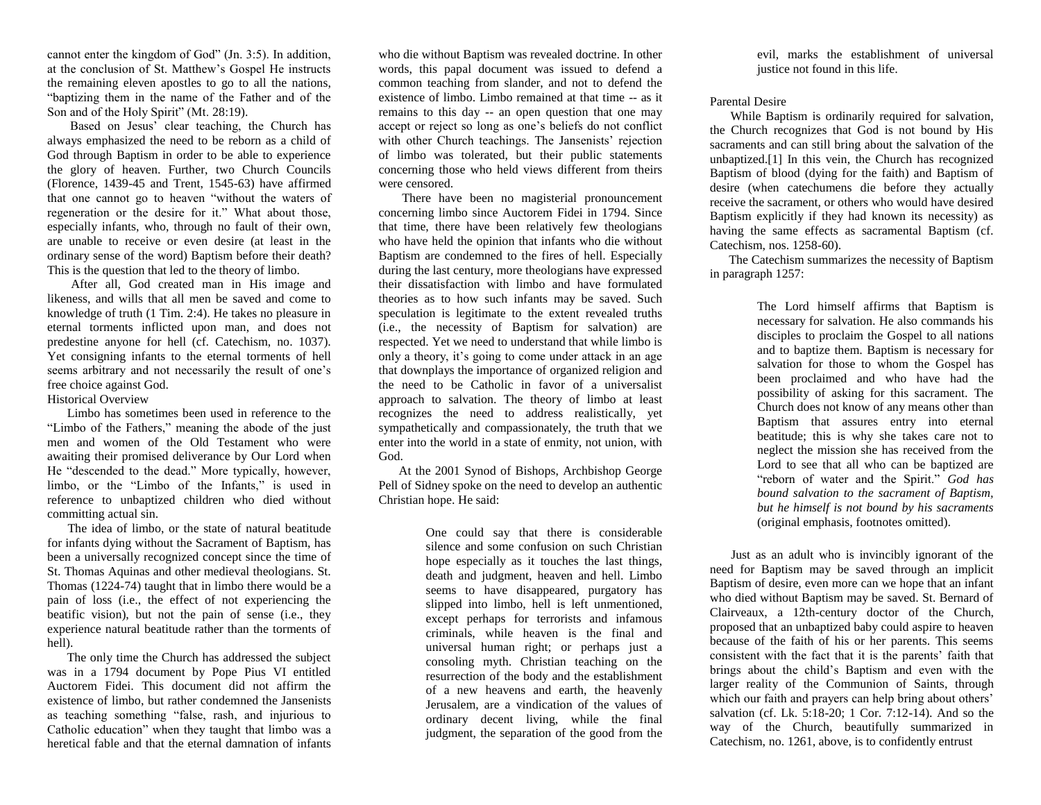cannot enter the kingdom of God" (Jn. 3:5). In addition, at the conclusion of St. Matthew's Gospel He instructs the remaining eleven apostles to go to all the nations, "baptizing them in the name of the Father and of the Son and of the Holy Spirit" (Mt. 28:19).

Based on Jesus' clear teaching, the Church has always emphasized the need to be reborn as a child of God through Baptism in order to be able to experience the glory of heaven. Further, two Church Councils (Florence, 1439-45 and Trent, 1545-63) have affirmed that one cannot go to heaven "without the waters of regeneration or the desire for it." What about those, especially infants, who, through no fault of their own, are unable to receive or even desire (at least in the ordinary sense of the word) Baptism before their death? This is the question that led to the theory of limbo.

After all, God created man in His image and likeness, and wills that all men be saved and come to knowledge of truth (1 Tim. 2:4). He takes no pleasure in eternal torments inflicted upon man, and does not predestine anyone for hell (cf. Catechism, no. 1037). Yet consigning infants to the eternal torments of hell seems arbitrary and not necessarily the result of one's free choice against God.

## Historical Overview

Limbo has sometimes been used in reference to the "Limbo of the Fathers," meaning the abode of the just men and women of the Old Testament who were awaiting their promised deliverance by Our Lord when He "descended to the dead." More typically, however, limbo, or the "Limbo of the Infants," is used in reference to unbaptized children who died without committing actual sin.

The idea of limbo, or the state of natural beatitude for infants dying without the Sacrament of Baptism, has been a universally recognized concept since the time of St. Thomas Aquinas and other medieval theologians. St. Thomas (1224-74) taught that in limbo there would be a pain of loss (i.e., the effect of not experiencing the beatific vision), but not the pain of sense (i.e., they experience natural beatitude rather than the torments of hell).

The only time the Church has addressed the subject was in a 1794 document by Pope Pius VI entitled Auctorem Fidei. This document did not affirm the existence of limbo, but rather condemned the Jansenists as teaching something "false, rash, and injurious to Catholic education" when they taught that limbo was a heretical fable and that the eternal damnation of infants who die without Baptism was revealed doctrine. In other words, this papal document was issued to defend a common teaching from slander, and not to defend the existence of limbo. Limbo remained at that time -- as it remains to this day -- an open question that one may accept or reject so long as one's beliefs do not conflict with other Church teachings. The Jansenists' rejection of limbo was tolerated, but their public statements concerning those who held views different from theirs were censored.

There have been no magisterial pronouncement concerning limbo since Auctorem Fidei in 1794. Since that time, there have been relatively few theologians who have held the opinion that infants who die without Baptism are condemned to the fires of hell. Especially during the last century, more theologians have expressed their dissatisfaction with limbo and have formulated theories as to how such infants may be saved. Such speculation is legitimate to the extent revealed truths (i.e., the necessity of Baptism for salvation) are respected. Yet we need to understand that while limbo is only a theory, it's going to come under attack in an age that downplays the importance of organized religion and the need to be Catholic in favor of a universalist approach to salvation. The theory of limbo at least recognizes the need to address realistically, yet sympathetically and compassionately, the truth that we enter into the world in a state of enmity, not union, with God.

At the 2001 Synod of Bishops, Archbishop George Pell of Sidney spoke on the need to develop an authentic Christian hope. He said:

> One could say that there is considerable silence and some confusion on such Christian hope especially as it touches the last things, death and judgment, heaven and hell. Limbo seems to have disappeared, purgatory has slipped into limbo, hell is left unmentioned, except perhaps for terrorists and infamous criminals, while heaven is the final and universal human right; or perhaps just a consoling myth. Christian teaching on the resurrection of the body and the establishment of a new heavens and earth, the heavenly Jerusalem, are a vindication of the values of ordinary decent living, while the final judgment, the separation of the good from the evil, marks the establishment of universal justice not found in this life.

## Parental Desire

While Baptism is ordinarily required for salvation, the Church recognizes that God is not bound by His sacraments and can still bring about the salvation of the unbaptized.[1] In this vein, the Church has recognized Baptism of blood (dying for the faith) and Baptism of desire (when catechumens die before they actually receive the sacrament, or others who would have desired Baptism explicitly if they had known its necessity) as having the same effects as sacramental Baptism (cf. Catechism, nos. 1258-60).

The Catechism summarizes the necessity of Baptism in paragraph 1257:

> The Lord himself affirms that Baptism is necessary for salvation. He also commands his disciples to proclaim the Gospel to all nations and to baptize them. Baptism is necessary for salvation for those to whom the Gospel has been proclaimed and who have had the possibility of asking for this sacrament. The Church does not know of any means other than Baptism that assures entry into eternal beatitude; this is why she takes care not to neglect the mission she has received from the Lord to see that all who can be baptized are "reborn of water and the Spirit." *God has bound salvation to the sacrament of Baptism, but he himself is not bound by his sacraments* (original emphasis, footnotes omitted).

Just as an adult who is invincibly ignorant of the need for Baptism may be saved through an implicit Baptism of desire, even more can we hope that an infant who died without Baptism may be saved. St. Bernard of Clairveaux, a 12th-century doctor of the Church, proposed that an unbaptized baby could aspire to heaven because of the faith of his or her parents. This seems consistent with the fact that it is the parents' faith that brings about the child's Baptism and even with the larger reality of the Communion of Saints, through which our faith and prayers can help bring about others' salvation (cf. Lk. 5:18-20; 1 Cor. 7:12-14). And so the way of the Church, beautifully summarized in Catechism, no. 1261, above, is to confidently entrust